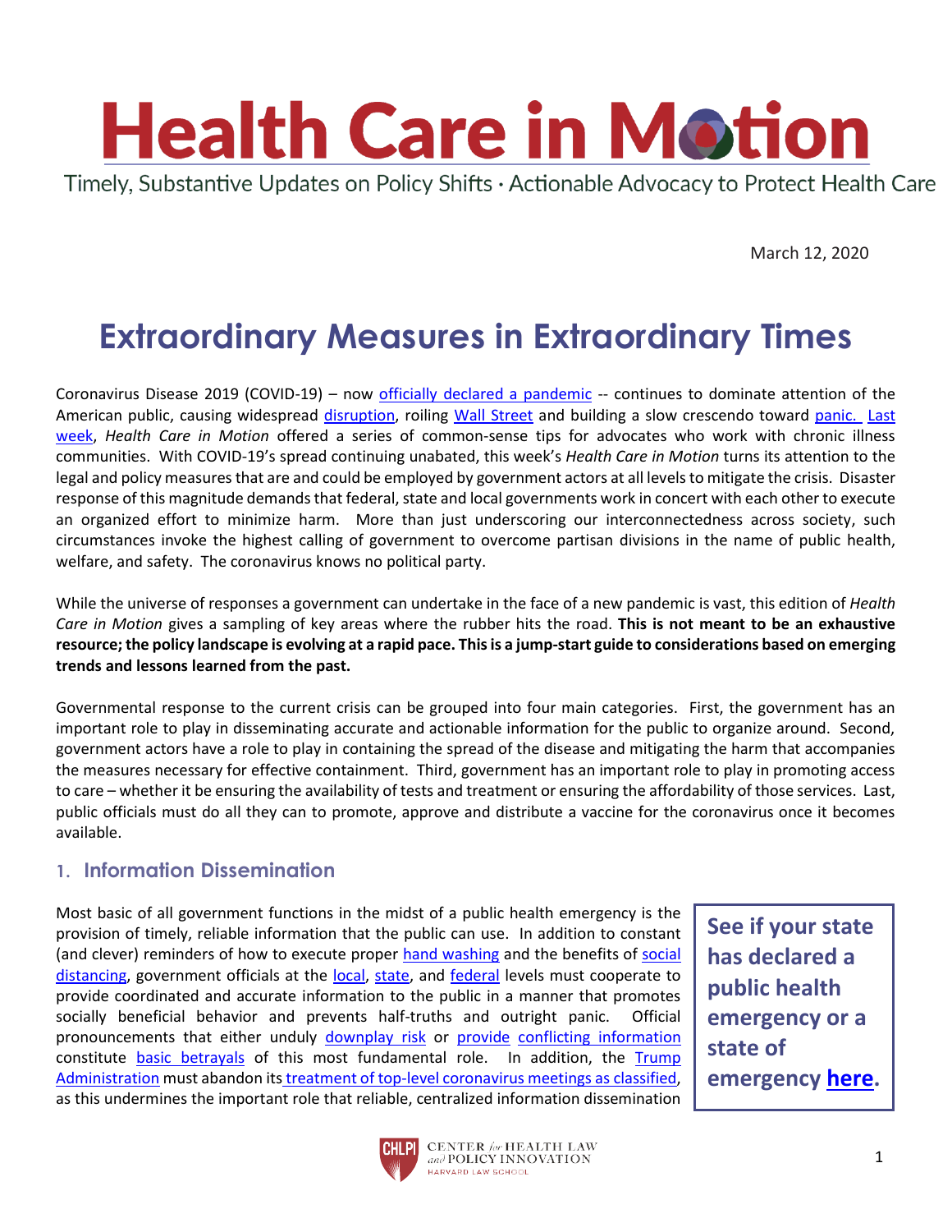# Health Care in Motion

Timely, Substantive Updates on Policy Shifts · Actionable Advocacy to Protect Health Care

March 12, 2020

## Extraordinary Measures in Extraordinary Times

Coronavirus Disease 2019 (COVID-19) – now officially declared a pandemic -- continues to dominate attention of the American public, causing widespread disruption, roiling Wall Street and building a slow crescendo toward panic. Last week, *Health Care in Motion* offered a series of common-sense tips for advocates who work with chronic illness communities. With COVID-19's spread continuing unabated, this week's *Health Care in Motion* turns its attention to the legal and policy measures that are and could be employed by government actors at all levels to mitigate the crisis. Disaster response of this magnitude demands that federal, state and local governments work in concert with each other to execute an organized effort to minimize harm. More than just underscoring our interconnectedness across society, such circumstances invoke the highest calling of government to overcome partisan divisions in the name of public health, welfare, and safety. The coronavirus knows no political party.

While the universe of responses a government can undertake in the face of a new pandemic is vast, this edition of *Health Care in Motion* gives a sampling of key areas where the rubber hits the road. **This is not meant to be an exhaustive resource; the policy landscape is evolving at a rapid pace. This is a jump-start guide to considerations based on emerging trends and lessons learned from the past.**

Governmental response to the current crisis can be grouped into four main categories. First, the government has an important role to play in disseminating accurate and actionable information for the public to organize around. Second, government actors have a role to play in containing the spread of the disease and mitigating the harm that accompanies the measures necessary for effective containment. Third, government has an important role to play in promoting access to care – whether it be ensuring the availability of tests and treatment or ensuring the affordability of those services. Last, public officials must do all they can to promote, approve and distribute a vaccine for the coronavirus once it becomes available.

### 1. Information Dissemination

**See if your state has declared a public health emergency or a state of emergency here.**

Most basic of all government functions in the midst of a public health emergency is the provision of timely, reliable information that the public can use. In addition to constant (and clever) reminders of how to execute proper hand washing and the benefits of social distancing, government officials at the local, state, and federal levels must cooperate to provide coordinated and accurate information to the public in a manner that promotes socially beneficial behavior and prevents half-truths and outright panic. Official pronouncements that either unduly downplay risk or provide conflicting information constitute basic betrayals of this most fundamental role. In addition, the Trump Administration must abandon its treatment of top-level coronavirus meetings as classified, as this undermines the important role that reliable, centralized information dissemination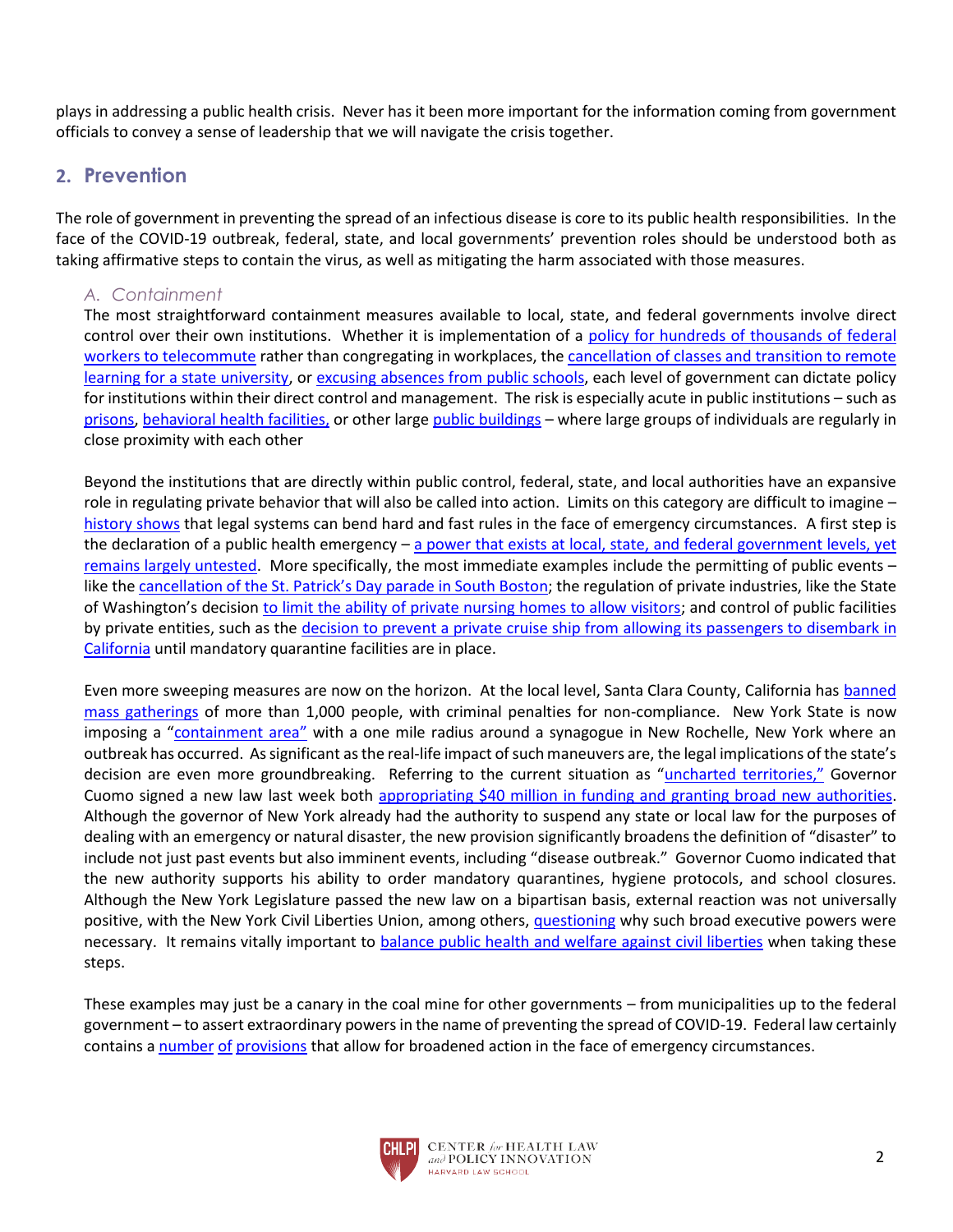plays in addressing a public health crisis. Never has it been more important for the information coming from government officials to convey a sense of leadership that we will navigate the crisis together.

## 2. Prevention

The role of government in preventing the spread of an infectious disease is core to its public health responsibilities. In the face of the COVID-19 outbreak, federal, state, and local governments' prevention roles should be understood both as taking affirmative steps to contain the virus, as well as mitigating the harm associated with those measures.

### *A. Containment*

The most straightforward containment measures available to local, state, and federal governments involve direct control over their own institutions. Whether it is implementation of a policy for hundreds of thousands of federal workers to telecommute rather than congregating in workplaces, the cancellation of classes and transition to remote learning for a state university, or excusing absences from public schools, each level of government can dictate policy for institutions within their direct control and management. The risk is especially acute in public institutions – such as prisons, behavioral health facilities, or other large public buildings – where large groups of individuals are regularly in close proximity with each other

Beyond the institutions that are directly within public control, federal, state, and local authorities have an expansive role in regulating private behavior that will also be called into action. Limits on this category are difficult to imagine – history shows that legal systems can bend hard and fast rules in the face of emergency circumstances. A first step is the declaration of a public health emergency – a power that exists at local, state, and federal government levels, yet remains largely untested. More specifically, the most immediate examples include the permitting of public events – like the cancellation of the St. Patrick's Day parade in South Boston; the regulation of private industries, like the State of Washington's decision to limit the ability of private nursing homes to allow visitors; and control of public facilities by private entities, such as the decision to prevent a private cruise ship from allowing its passengers to disembark in California until mandatory quarantine facilities are in place.

Even more sweeping measures are now on the horizon. At the local level, Santa Clara County, California has banned mass gatherings of more than 1,000 people, with criminal penalties for non-compliance. New York State is now imposing a "containment area" with a one mile radius around a synagogue in New Rochelle, New York where an outbreak has occurred. As significant as the real-life impact of such maneuvers are, the legal implications of the state's decision are even more groundbreaking. Referring to the current situation as "uncharted territories," Governor Cuomo signed a new law last week both appropriating $40 million in funding and granting broad new authorities. Although the governor of New York already had the authority to suspend any state or local law for the purposes of dealing with an emergency or natural disaster, the new provision significantly broadens the definition of "disaster" to include not just past events but also imminent events, including "disease outbreak." Governor Cuomo indicated that the new authority supports his ability to order mandatory quarantines, hygiene protocols, and school closures. Although the New York Legislature passed the new law on a bipartisan basis, external reaction was not universally positive, with the New York Civil Liberties Union, among others, questioning why such broad executive powers were necessary. It remains vitally important to balance public health and welfare against civil liberties when taking these steps.

These examples may just be a canary in the coal mine for other governments – from municipalities up to the federal government – to assert extraordinary powers in the name of preventing the spread of COVID-19. Federal law certainly contains a number of provisions that allow for broadened action in the face of emergency circumstances.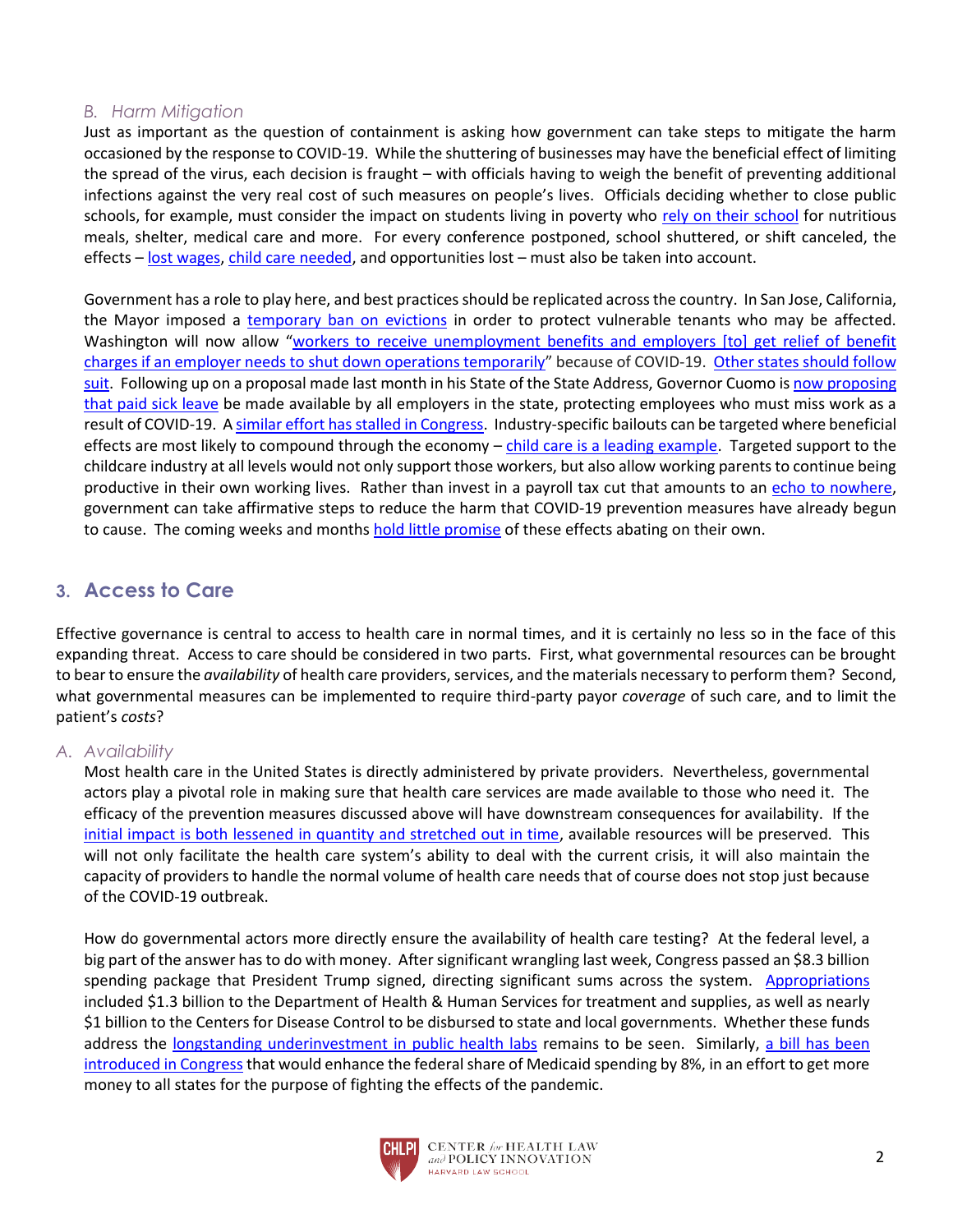### *B. Harm Mitigation*

Just as important as the question of containment is asking how government can take steps to mitigate the harm occasioned by the response to COVID-19. While the shuttering of businesses may have the beneficial effect of limiting the spread of the virus, each decision is fraught – with officials having to weigh the benefit of preventing additional infections against the very real cost of such measures on people's lives. Officials deciding whether to close public schools, for example, must consider the impact on students living in poverty who rely on their school for nutritious meals, shelter, medical care and more. For every conference postponed, school shuttered, or shift canceled, the effects – lost wages, child care needed, and opportunities lost – must also be taken into account.

Government has a role to play here, and best practices should be replicated across the country. In San Jose, California, the Mayor imposed a temporary ban on evictions in order to protect vulnerable tenants who may be affected. Washington will now allow "workers to receive unemployment benefits and employers [to] get relief of benefit charges if an employer needs to shut down operations temporarily" because of COVID-19. Other states should follow suit. Following up on a proposal made last month in his State of the State Address, Governor Cuomo is now proposing that paid sick leave be made available by all employers in the state, protecting employees who must miss work as a result of COVID-19. A similar effort has stalled in Congress. Industry-specific bailouts can be targeted where beneficial effects are most likely to compound through the economy – child care is a leading example. Targeted support to the childcare industry at all levels would not only support those workers, but also allow working parents to continue being productive in their own working lives. Rather than invest in a payroll tax cut that amounts to an echo to nowhere, government can take affirmative steps to reduce the harm that COVID-19 prevention measures have already begun to cause. The coming weeks and months hold little promise of these effects abating on their own.

## 3. Access to Care

Effective governance is central to access to health care in normal times, and it is certainly no less so in the face of this expanding threat. Access to care should be considered in two parts. First, what governmental resources can be brought to bear to ensure the *availability* of health care providers, services, and the materials necessary to perform them? Second, what governmental measures can be implemented to require third-party payor *coverage* of such care, and to limit the patient's *costs*?

### *A. Availability*

Most health care in the United States is directly administered by private providers. Nevertheless, governmental actors play a pivotal role in making sure that health care services are made available to those who need it. The efficacy of the prevention measures discussed above will have downstream consequences for availability. If the initial impact is both lessened in quantity and stretched out in time, available resources will be preserved. This will not only facilitate the health care system's ability to deal with the current crisis, it will also maintain the capacity of providers to handle the normal volume of health care needs that of course does not stop just because of the COVID-19 outbreak.

How do governmental actors more directly ensure the availability of health care testing? At the federal level, a big part of the answer has to do with money. After significant wrangling last week, Congress passed an $8.3 billion spending package that President Trump signed, directing significant sums across the system. Appropriations included $1.3 billion to the Department of Health & Human Services for treatment and supplies, as well as nearly $1 billion to the Centers for Disease Control to be disbursed to state and local governments. Whether these funds address the longstanding underinvestment in public health labs remains to be seen. Similarly, a bill has been introduced in Congress that would enhance the federal share of Medicaid spending by 8%, in an effort to get more money to all states for the purpose of fighting the effects of the pandemic.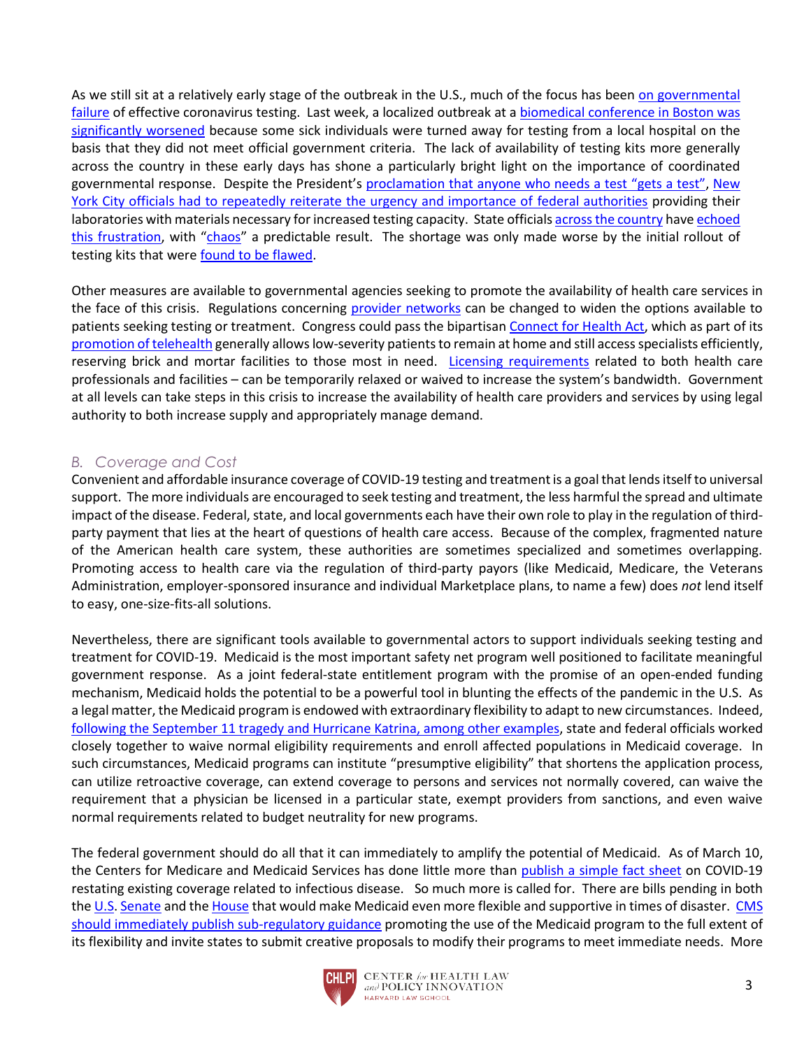As we still sit at a relatively early stage of the outbreak in the U.S., much of the focus has been on governmental failure of effective coronavirus testing. Last week, a localized outbreak at a biomedical conference in Boston was significantly worsened because some sick individuals were turned away for testing from a local hospital on the basis that they did not meet official government criteria. The lack of availability of testing kits more generally across the country in these early days has shone a particularly bright light on the importance of coordinated governmental response. Despite the President's proclamation that anyone who needs a test "gets a test", New York City officials had to repeatedly reiterate the urgency and importance of federal authorities providing their laboratories with materials necessary for increased testing capacity. State officials across the country have echoed this frustration, with "chaos" a predictable result. The shortage was only made worse by the initial rollout of testing kits that were found to be flawed.

Other measures are available to governmental agencies seeking to promote the availability of health care services in the face of this crisis. Regulations concerning provider networks can be changed to widen the options available to patients seeking testing or treatment. Congress could pass the bipartisan Connect for Health Act, which as part of its promotion of telehealth generally allows low-severity patients to remain at home and still access specialists efficiently, reserving brick and mortar facilities to those most in need. Licensing requirements related to both health care professionals and facilities – can be temporarily relaxed or waived to increase the system's bandwidth. Government at all levels can take steps in this crisis to increase the availability of health care providers and services by using legal authority to both increase supply and appropriately manage demand.

### *B. Coverage and Cost*

Convenient and affordable insurance coverage of COVID-19 testing and treatment is a goal that lends itself to universal support. The more individuals are encouraged to seek testing and treatment, the less harmful the spread and ultimate impact of the disease. Federal, state, and local governments each have their own role to play in the regulation of third-party payment that lies at the heart of questions of health care access. Because of the complex, fragmented nature of the American health care system, these authorities are sometimes specialized and sometimes overlapping. Promoting access to health care via the regulation of third-party payors (like Medicaid, Medicare, the Veterans Administration, employer-sponsored insurance and individual Marketplace plans, to name a few) does *not* lend itself to easy, one-size-fits-all solutions.

Nevertheless, there are significant tools available to governmental actors to support individuals seeking testing and treatment for COVID-19. Medicaid is the most important safety net program well positioned to facilitate meaningful government response. As a joint federal-state entitlement program with the promise of an open-ended funding mechanism, Medicaid holds the potential to be a powerful tool in blunting the effects of the pandemic in the U.S. As a legal matter, the Medicaid program is endowed with extraordinary flexibility to adapt to new circumstances. Indeed, following the September 11 tragedy and Hurricane Katrina, among other examples, state and federal officials worked closely together to waive normal eligibility requirements and enroll affected populations in Medicaid coverage. In such circumstances, Medicaid programs can institute "presumptive eligibility" that shortens the application process, can utilize retroactive coverage, can extend coverage to persons and services not normally covered, can waive the requirement that a physician be licensed in a particular state, exempt providers from sanctions, and even waive normal requirements related to budget neutrality for new programs.

The federal government should do all that it can immediately to amplify the potential of Medicaid. As of March 10, the Centers for Medicare and Medicaid Services has done little more than publish a simple fact sheet on COVID-19 restating existing coverage related to infectious disease. So much more is called for. There are bills pending in both the U.S. Senate and the House that would make Medicaid even more flexible and supportive in times of disaster. CMS should immediately publish sub-regulatory guidance promoting the use of the Medicaid program to the full extent of its flexibility and invite states to submit creative proposals to modify their programs to meet immediate needs. More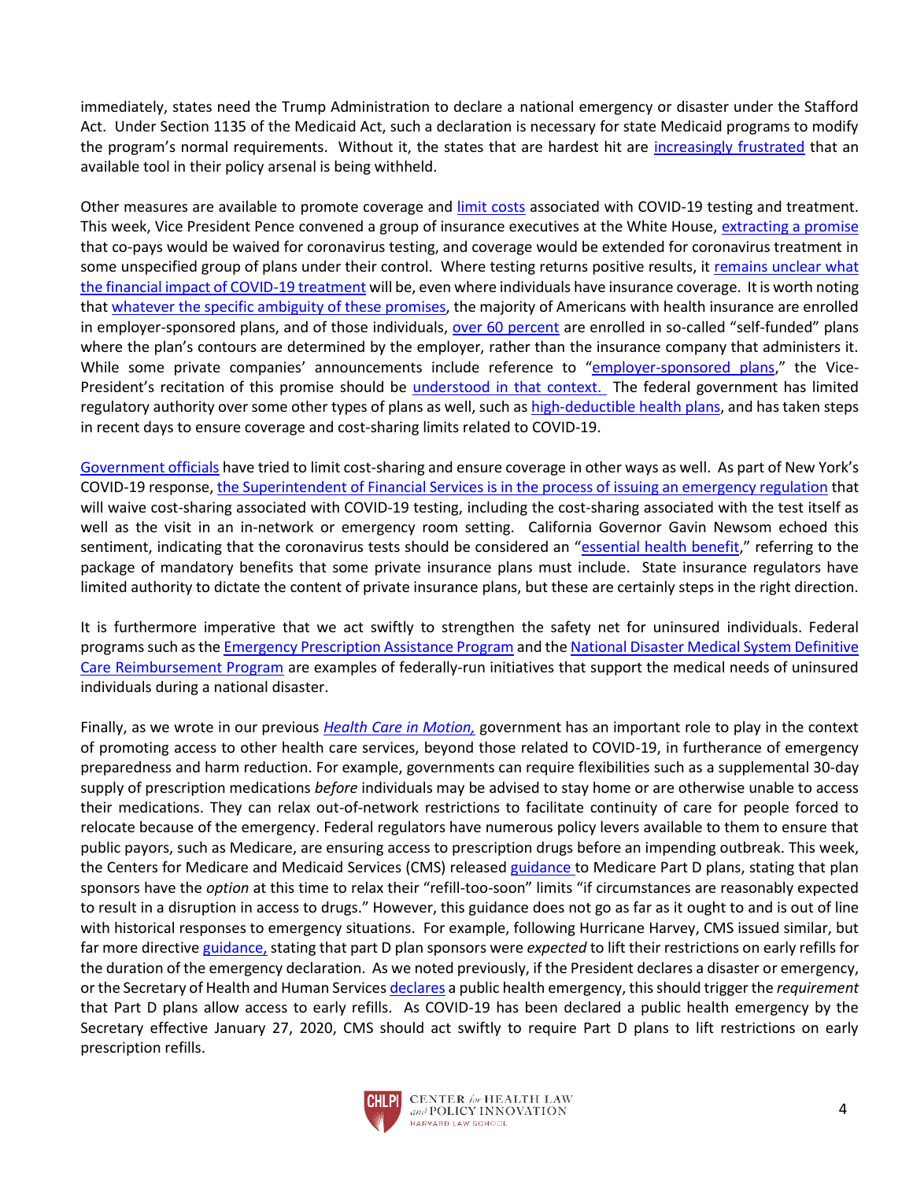immediately, states need the Trump Administration to declare a national emergency or disaster under the Stafford Act. Under Section 1135 of the Medicaid Act, such a declaration is necessary for state Medicaid programs to modify the program's normal requirements. Without it, the states that are hardest hit are increasingly frustrated that an available tool in their policy arsenal is being withheld.

Other measures are available to promote coverage and limit costs associated with COVID-19 testing and treatment. This week, Vice President Pence convened a group of insurance executives at the White House, extracting a promise that co-pays would be waived for coronavirus testing, and coverage would be extended for coronavirus treatment in some unspecified group of plans under their control. Where testing returns positive results, it remains unclear what the financial impact of COVID-19 treatment will be, even where individuals have insurance coverage. It is worth noting that whatever the specific ambiguity of these promises, the majority of Americans with health insurance are enrolled in employer-sponsored plans, and of those individuals, over 60 percent are enrolled in so-called "self-funded" plans where the plan's contours are determined by the employer, rather than the insurance company that administers it. While some private companies' announcements include reference to "employer-sponsored plans," the Vice-President's recitation of this promise should be understood in that context. The federal government has limited regulatory authority over some other types of plans as well, such as high-deductible health plans, and has taken steps in recent days to ensure coverage and cost-sharing limits related to COVID-19.

Government officials have tried to limit cost-sharing and ensure coverage in other ways as well. As part of New York's COVID-19 response, the Superintendent of Financial Services is in the process of issuing an emergency regulation that will waive cost-sharing associated with COVID-19 testing, including the cost-sharing associated with the test itself as well as the visit in an in-network or emergency room setting. California Governor Gavin Newsom echoed this sentiment, indicating that the coronavirus tests should be considered an "essential health benefit," referring to the package of mandatory benefits that some private insurance plans must include. State insurance regulators have limited authority to dictate the content of private insurance plans, but these are certainly steps in the right direction.

It is furthermore imperative that we act swiftly to strengthen the safety net for uninsured individuals. Federal programs such as the Emergency Prescription Assistance Program and the National Disaster Medical System Definitive Care Reimbursement Program are examples of federally-run initiatives that support the medical needs of uninsured individuals during a national disaster.

Finally, as we wrote in our previous *Health Care in Motion,* government has an important role to play in the context of promoting access to other health care services, beyond those related to COVID-19, in furtherance of emergency preparedness and harm reduction. For example, governments can require flexibilities such as a supplemental 30-day supply of prescription medications *before* individuals may be advised to stay home or are otherwise unable to access their medications. They can relax out-of-network restrictions to facilitate continuity of care for people forced to relocate because of the emergency. Federal regulators have numerous policy levers available to them to ensure that public payors, such as Medicare, are ensuring access to prescription drugs before an impending outbreak. This week, the Centers for Medicare and Medicaid Services (CMS) released guidance to Medicare Part D plans, stating that plan sponsors have the *option* at this time to relax their "refill-too-soon" limits "if circumstances are reasonably expected to result in a disruption in access to drugs." However, this guidance does not go as far as it ought to and is out of line with historical responses to emergency situations. For example, following Hurricane Harvey, CMS issued similar, but far more directive guidance, stating that part D plan sponsors were *expected* to lift their restrictions on early refills for the duration of the emergency declaration. As we noted previously, if the President declares a disaster or emergency, or the Secretary of Health and Human Services declares a public health emergency, this should trigger the *requirement* that Part D plans allow access to early refills. As COVID-19 has been declared a public health emergency by the Secretary effective January 27, 2020, CMS should act swiftly to require Part D plans to lift restrictions on early prescription refills.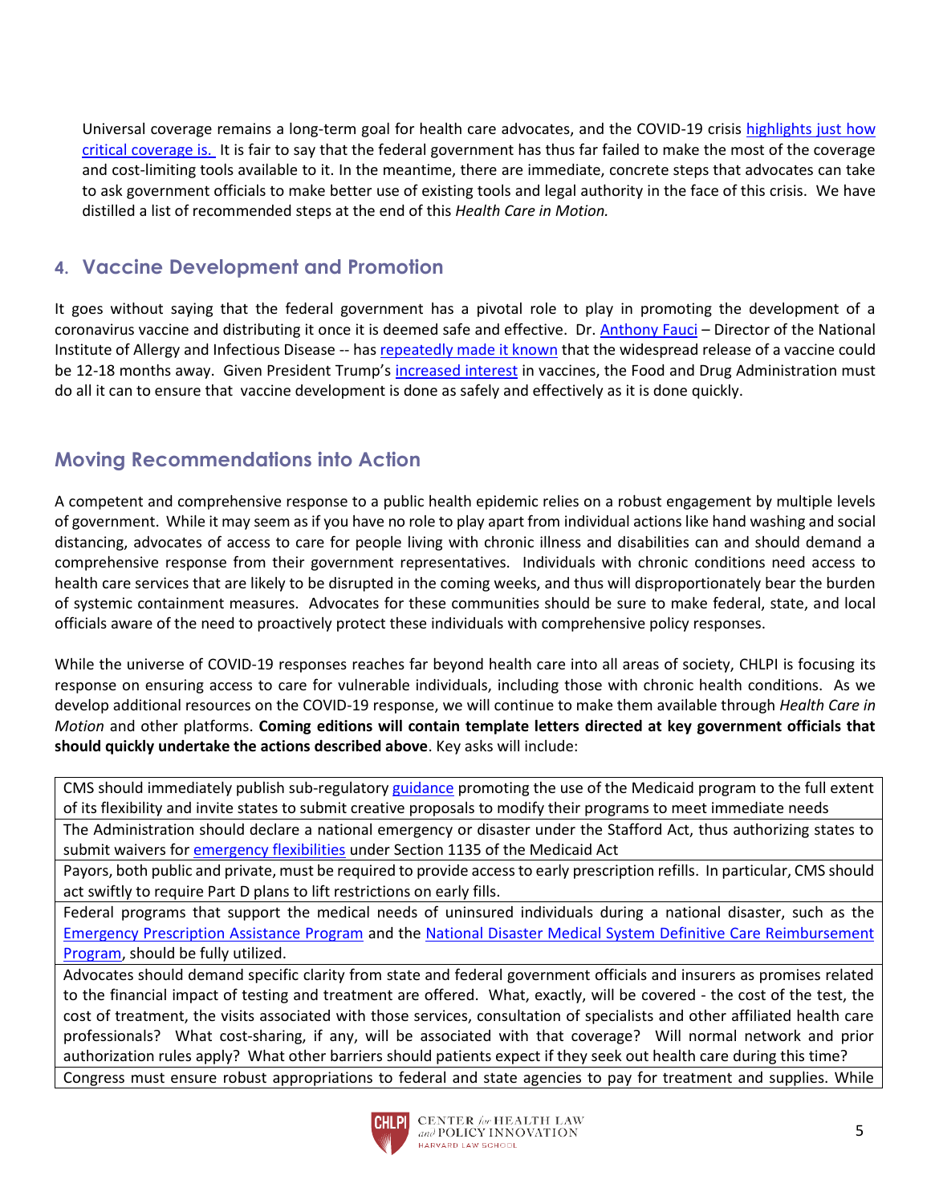Universal coverage remains a long-term goal for health care advocates, and the COVID-19 crisis highlights just how critical coverage is. It is fair to say that the federal government has thus far failed to make the most of the coverage and cost-limiting tools available to it. In the meantime, there are immediate, concrete steps that advocates can take to ask government officials to make better use of existing tools and legal authority in the face of this crisis. We have distilled a list of recommended steps at the end of this *Health Care in Motion.*

## 4. Vaccine Development and Promotion

It goes without saying that the federal government has a pivotal role to play in promoting the development of a coronavirus vaccine and distributing it once it is deemed safe and effective. Dr. Anthony Fauci – Director of the National Institute of Allergy and Infectious Disease -- has repeatedly made it known that the widespread release of a vaccine could be 12-18 months away. Given President Trump's increased interest in vaccines, the Food and Drug Administration must do all it can to ensure that vaccine development is done as safely and effectively as it is done quickly.

## Moving Recommendations into Action

A competent and comprehensive response to a public health epidemic relies on a robust engagement by multiple levels of government. While it may seem as if you have no role to play apart from individual actions like hand washing and social distancing, advocates of access to care for people living with chronic illness and disabilities can and should demand a comprehensive response from their government representatives. Individuals with chronic conditions need access to health care services that are likely to be disrupted in the coming weeks, and thus will disproportionately bear the burden of systemic containment measures. Advocates for these communities should be sure to make federal, state, and local officials aware of the need to proactively protect these individuals with comprehensive policy responses.

While the universe of COVID-19 responses reaches far beyond health care into all areas of society, CHLPI is focusing its response on ensuring access to care for vulnerable individuals, including those with chronic health conditions. As we develop additional resources on the COVID-19 response, we will continue to make them available through *Health Care in Motion* and other platforms. **Coming editions will contain template letters directed at key government officials that should quickly undertake the actions described above**. Key asks will include:

| |
|---|
| CMS should immediately publish sub-regulatory guidance promoting the use of the Medicaid program to the full extent of its flexibility and invite states to submit creative proposals to modify their programs to meet immediate needs |
| The Administration should declare a national emergency or disaster under the Stafford Act, thus authorizing states to submit waivers for emergency flexibilities under Section 1135 of the Medicaid Act |
| Payors, both public and private, must be required to provide access to early prescription refills. In particular, CMS should act swiftly to require Part D plans to lift restrictions on early fills. |
| Federal programs that support the medical needs of uninsured individuals during a national disaster, such as the Emergency Prescription Assistance Program and the National Disaster Medical System Definitive Care Reimbursement Program, should be fully utilized. |
| Advocates should demand specific clarity from state and federal government officials and insurers as promises related to the financial impact of testing and treatment are offered. What, exactly, will be covered - the cost of the test, the cost of treatment, the visits associated with those services, consultation of specialists and other affiliated health care professionals? What cost-sharing, if any, will be associated with that coverage? Will normal network and prior authorization rules apply? What other barriers should patients expect if they seek out health care during this time? |
| Congress must ensure robust appropriations to federal and state agencies to pay for treatment and supplies. While |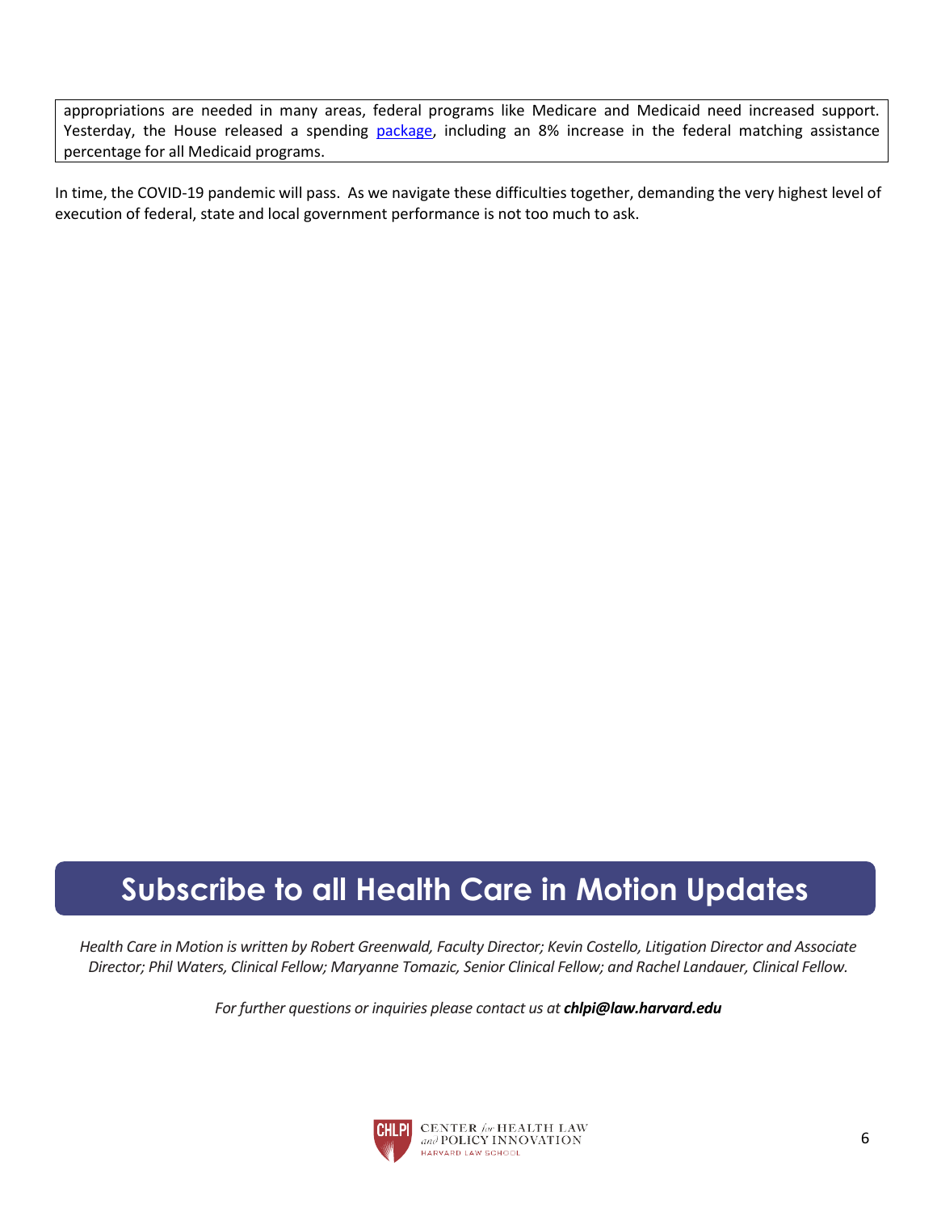appropriations are needed in many areas, federal programs like Medicare and Medicaid need increased support. Yesterday, the House released a spending package, including an 8% increase in the federal matching assistance percentage for all Medicaid programs.

In time, the COVID-19 pandemic will pass. As we navigate these difficulties together, demanding the very highest level of execution of federal, state and local government performance is not too much to ask.

## Subscribe to all Health Care in Motion Updates

*Health Care in Motion is written by Robert Greenwald, Faculty Director; Kevin Costello, Litigation Director and Associate Director; Phil Waters, Clinical Fellow; Maryanne Tomazic, Senior Clinical Fellow; and Rachel Landauer, Clinical Fellow.*

*For further questions or inquiries please contact us at **chlpi@law.harvard.edu***

CHLPI CENTER *for* HEALTH LAW *and* POLICY INNOVATION HARVARD LAW SCHOOL